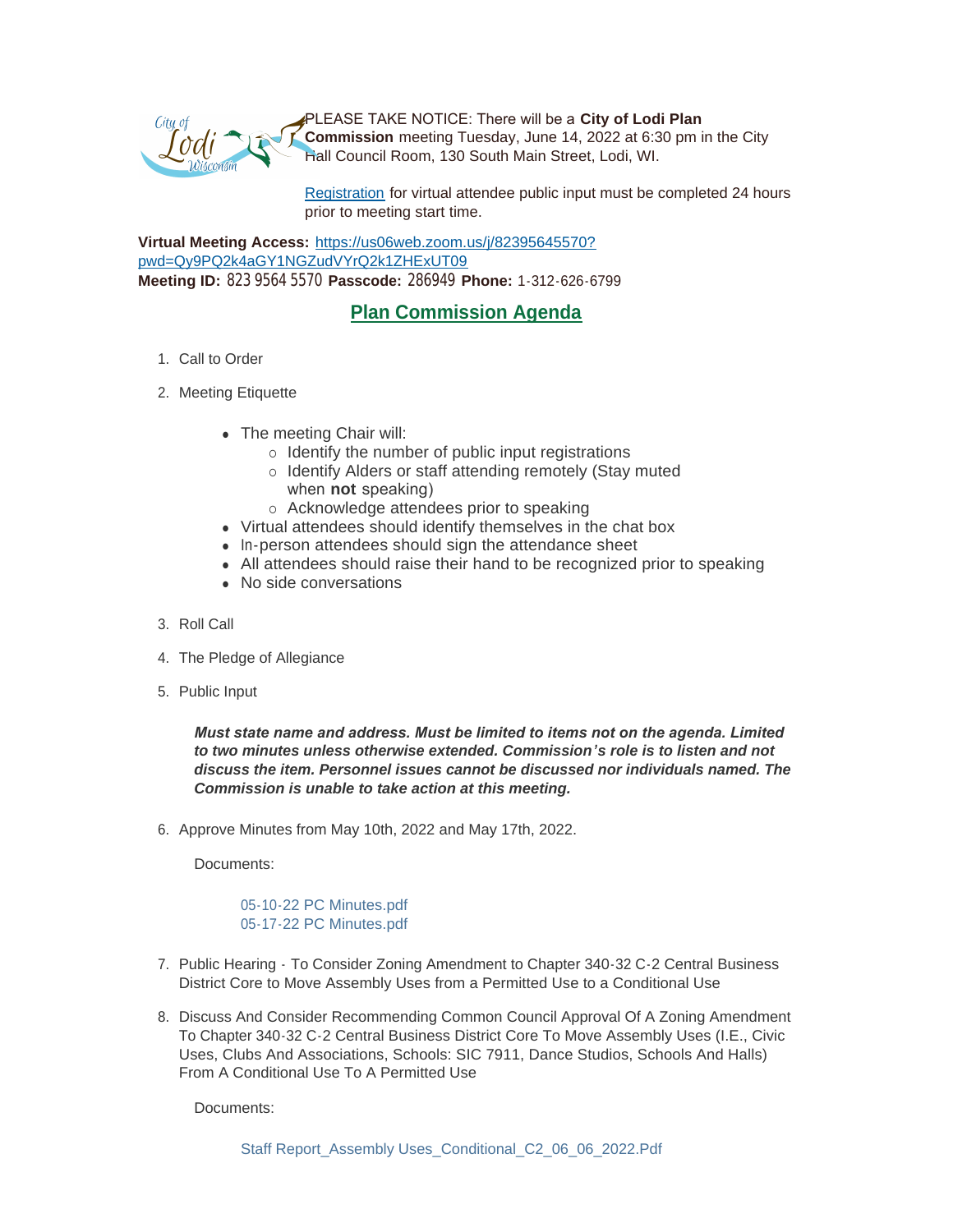PLEASE TAKE NOTICE: There will be a **City of Lodi Plan Commission** meeting Tuesday, June 14, 2022 at 6:30 pm in the City Hall Council Room, 130 South Main Street, Lodi, WI.

Registration for virtual attendee public input must be completed 24 hours prior to meeting start time.

**Virtual Meeting Access:** https://us06web.zoom.us/j/82395645570?pwd=Qy9PQ2k4aGY1NGZudVYrQ2k1ZHExUT09
**Meeting ID:** 823 9564 5570 **Passcode:** 286949 **Phone:** 1-312-626-6799

## Plan Commission Agenda

1. Call to Order

2. Meeting Etiquette

   - The meeting Chair will:
     - Identify the number of public input registrations
     - Identify Alders or staff attending remotely (Stay muted when **not** speaking)
     - Acknowledge attendees prior to speaking
   - Virtual attendees should identify themselves in the chat box
   - In-person attendees should sign the attendance sheet
   - All attendees should raise their hand to be recognized prior to speaking
   - No side conversations

3. Roll Call

4. The Pledge of Allegiance

5. Public Input

   ***Must state name and address. Must be limited to items not on the agenda. Limited to two minutes unless otherwise extended. Commission's role is to listen and not discuss the item. Personnel issues cannot be discussed nor individuals named. The Commission is unable to take action at this meeting.***

6. Approve Minutes from May 10th, 2022 and May 17th, 2022.

   Documents:

   05-10-22 PC Minutes.pdf
   05-17-22 PC Minutes.pdf

7. Public Hearing - To Consider Zoning Amendment to Chapter 340-32 C-2 Central Business District Core to Move Assembly Uses from a Permitted Use to a Conditional Use

8. Discuss And Consider Recommending Common Council Approval Of A Zoning Amendment To Chapter 340-32 C-2 Central Business District Core To Move Assembly Uses (I.E., Civic Uses, Clubs And Associations, Schools: SIC 7911, Dance Studios, Schools And Halls) From A Conditional Use To A Permitted Use

   Documents:

   Staff Report_Assembly Uses_Conditional_C2_06_06_2022.Pdf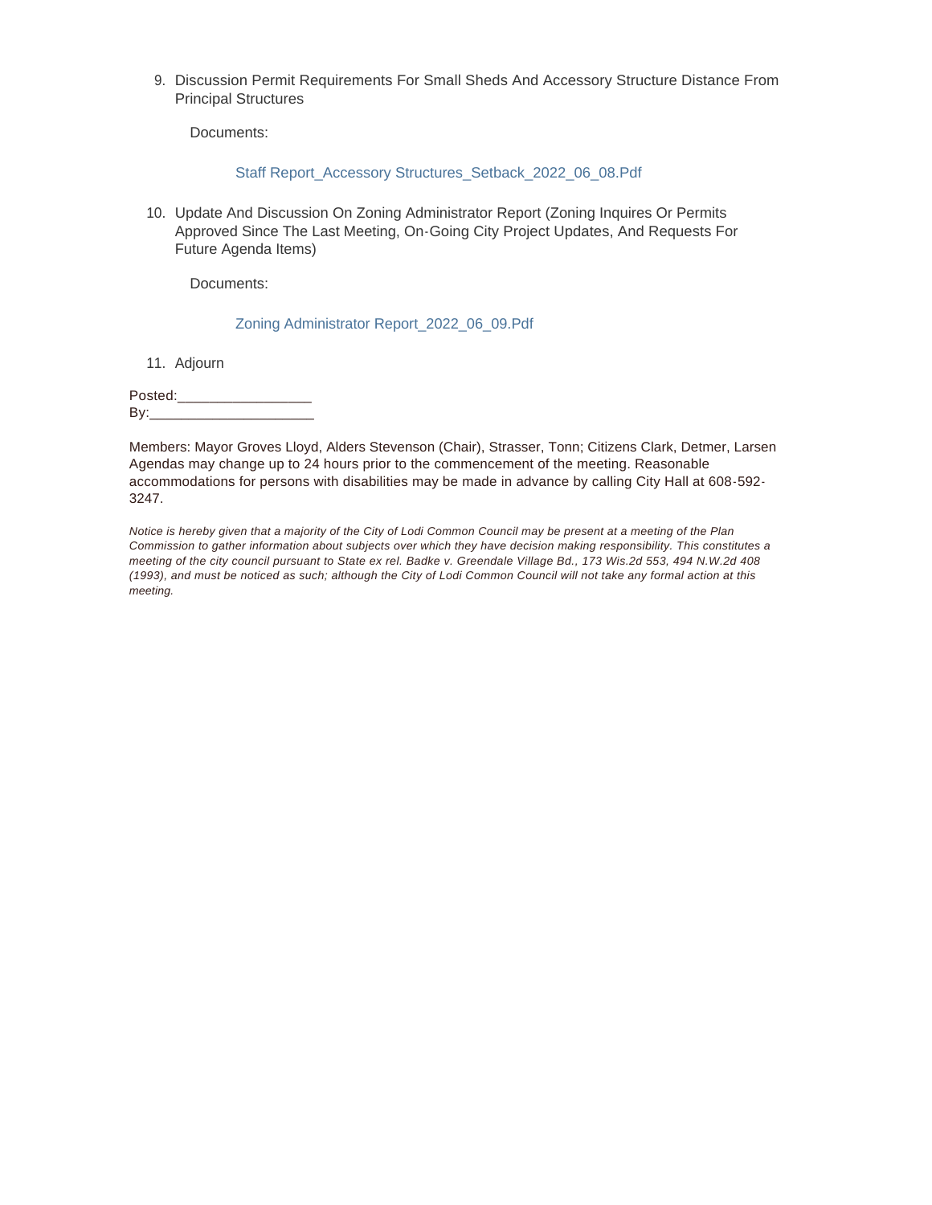9. Discussion Permit Requirements For Small Sheds And Accessory Structure Distance From Principal Structures

   Documents:

   Staff Report_Accessory Structures_Setback_2022_06_08.Pdf

10. Update And Discussion On Zoning Administrator Report (Zoning Inquires Or Permits Approved Since The Last Meeting, On-Going City Project Updates, And Requests For Future Agenda Items)

    Documents:

    Zoning Administrator Report_2022_06_09.Pdf

11. Adjourn

Posted:_________________
By:_____________________

Members: Mayor Groves Lloyd, Alders Stevenson (Chair), Strasser, Tonn; Citizens Clark, Detmer, Larsen
Agendas may change up to 24 hours prior to the commencement of the meeting. Reasonable accommodations for persons with disabilities may be made in advance by calling City Hall at 608-592-3247.

*Notice is hereby given that a majority of the City of Lodi Common Council may be present at a meeting of the Plan Commission to gather information about subjects over which they have decision making responsibility. This constitutes a meeting of the city council pursuant to State ex rel. Badke v. Greendale Village Bd., 173 Wis.2d 553, 494 N.W.2d 408 (1993), and must be noticed as such; although the City of Lodi Common Council will not take any formal action at this meeting.*